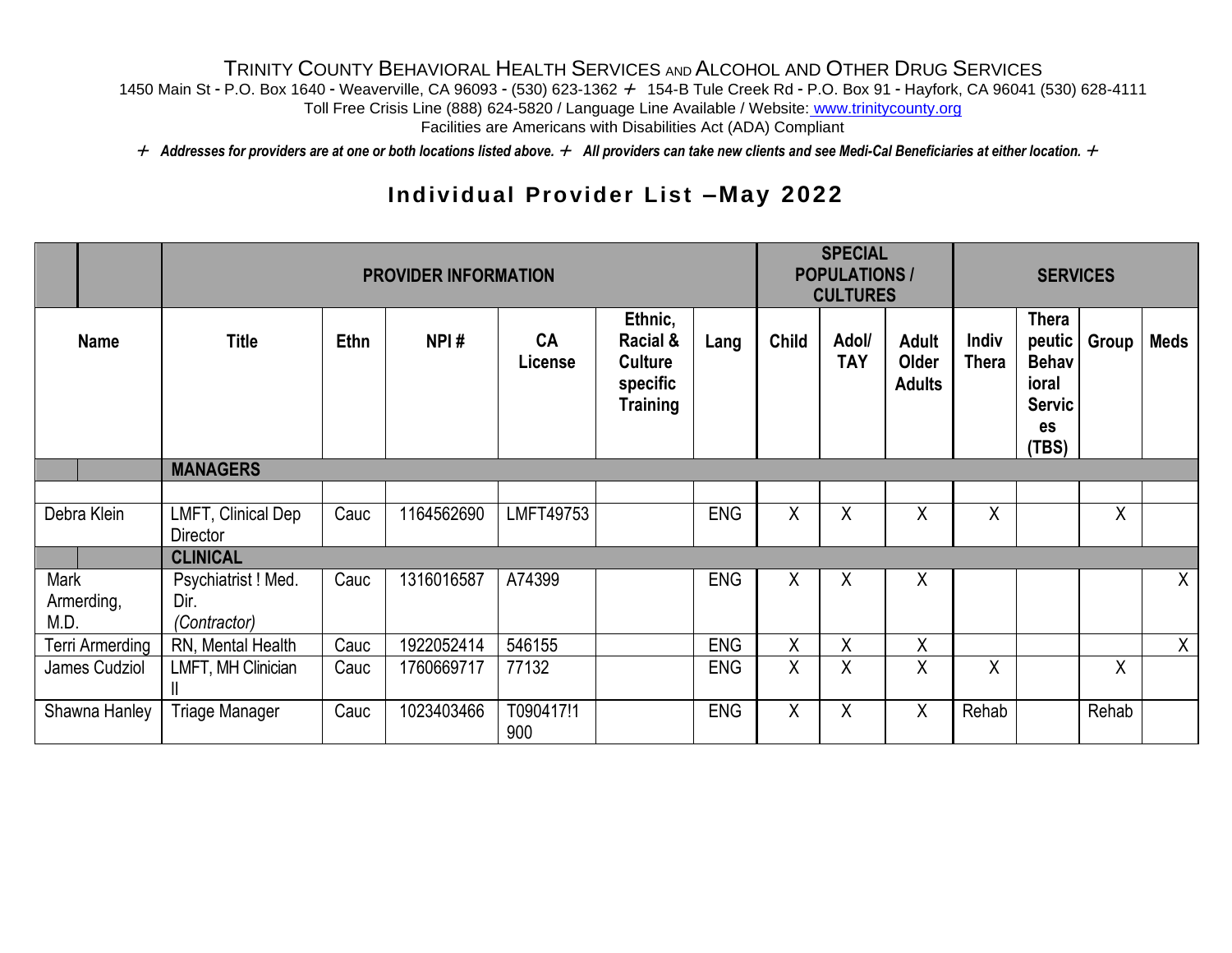TRINITY COUNTY BEHAVIORAL HEALTH SERVICES AND ALCOHOL AND OTHER DRUG SERVICES

1450 Main St - P.O. Box 1640 - Weaverville, CA 96093 - (530) 623-1362 + 154-B Tule Creek Rd - P.O. Box 91 - Hayfork, CA 96041 (530) 628-4111

Toll Free Crisis Line (888) 624-5820 / Language Line Available / Website: www.trinitycounty.org

Facilities are Americans with Disabilities Act (ADA) Compliant

*+ Addresses for providers are at one or both locations listed above. + All providers can take new clients and see Medi-Cal Beneficiaries at either location. +*

## Individual Provider List –May 2022

| | PROVIDER INFORMATION | | | | | | SPECIAL POPULATIONS / CULTURES | | | SERVICES | | | |
|---|---|---|---|---|---|---|---|---|---|---|---|---|---|
| **Name** | **Title** | **Ethn** | **NPI #** | **CA License** | **Ethnic, Racial & Culture specific Training** | **Lang** | **Child** | **Adol/ TAY** | **Adult Older Adults** | **Indiv Thera** | **Therapeutic Behavioral Services (TBS)** | **Group** | **Meds** |
| | **MANAGERS** | | | | | | | | | | | | |
| Debra Klein | LMFT, Clinical Dep Director | Cauc | 1164562690 | LMFT49753 | | ENG | X | X | X | X | | X | |
| | **CLINICAL** | | | | | | | | | | | | |
| Mark Armerding, M.D. | Psychiatrist ! Med. Dir. *(Contractor)* | Cauc | 1316016587 | A74399 | | ENG | X | X | X | | | | X |
| Terri Armerding | RN, Mental Health | Cauc | 1922052414 | 546155 | | ENG | X | X | X | | | | X |
| James Cudziol | LMFT, MH Clinician II | Cauc | 1760669717 | 77132 | | ENG | X | X | X | X | | X | |
| Shawna Hanley | Triage Manager | Cauc | 1023403466 | T090417!1 900 | | ENG | X | X | X | Rehab | | Rehab | |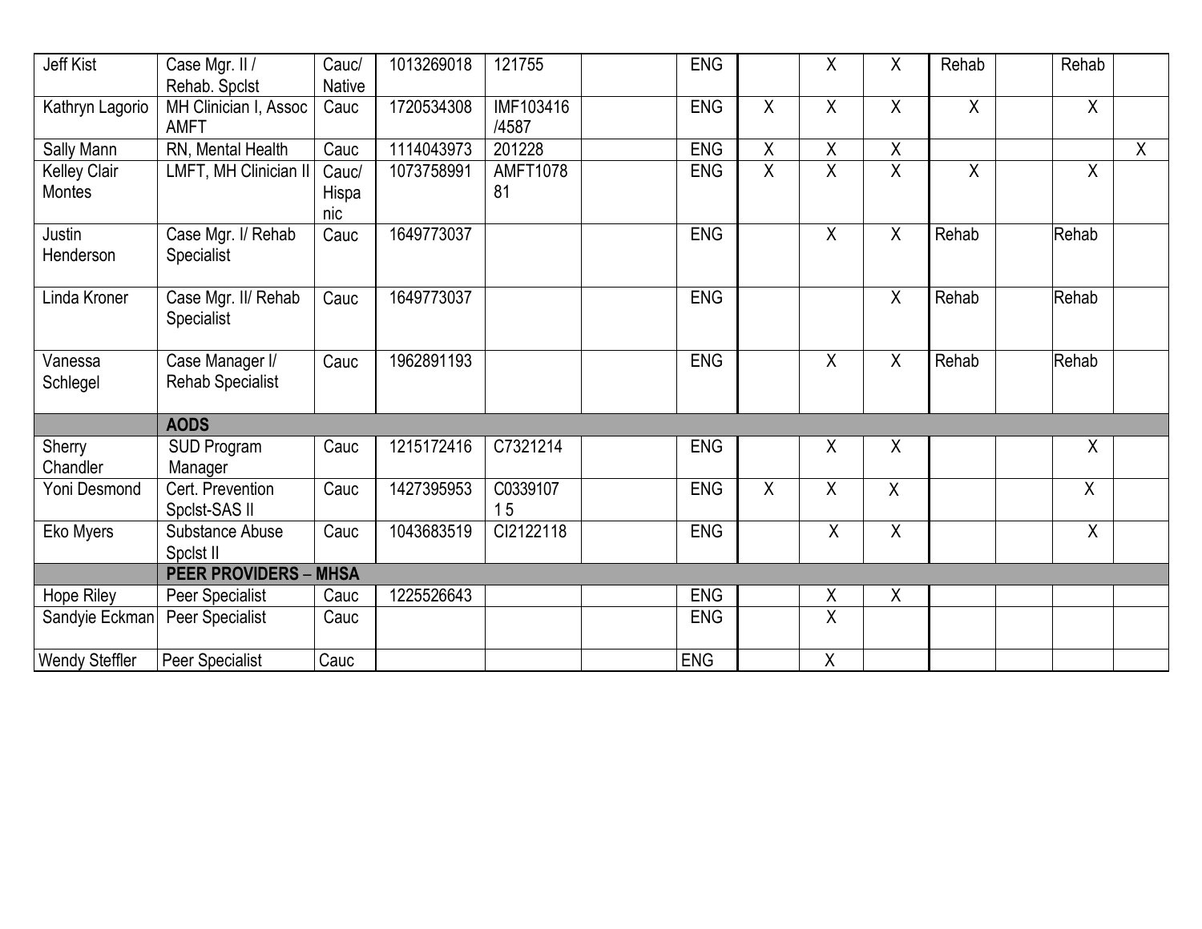| | | | | | | | | | | | | | |
|---|---|---|---|---|---|---|---|---|---|---|---|---|---|
| Jeff Kist | Case Mgr. II / Rehab. Spclst | Cauc/ Native | 1013269018 | 121755 | | ENG | | X | X | Rehab | | Rehab | |
| Kathryn Lagorio | MH Clinician I, Assoc AMFT | Cauc | 1720534308 | IMF103416 /4587 | | ENG | X | X | X | X | | X | |
| Sally Mann | RN, Mental Health | Cauc | 1114043973 | 201228 | | ENG | X | X | X | | | | X |
| Kelley Clair Montes | LMFT, MH Clinician II | Cauc/ Hispanic | 1073758991 | AMFT107881 | | ENG | X | X | X | X | | X | |
| Justin Henderson | Case Mgr. I/ Rehab Specialist | Cauc | 1649773037 | | | ENG | | X | X | Rehab | | Rehab | |
| Linda Kroner | Case Mgr. II/ Rehab Specialist | Cauc | 1649773037 | | | ENG | | | X | Rehab | | Rehab | |
| Vanessa Schlegel | Case Manager I/ Rehab Specialist | Cauc | 1962891193 | | | ENG | | X | X | Rehab | | Rehab | |
| | **AODS** | | | | | | | | | | | | |
| Sherry Chandler | SUD Program Manager | Cauc | 1215172416 | C7321214 | | ENG | | X | X | | | X | |
| Yoni Desmond | Cert. Prevention Spclst-SAS II | Cauc | 1427395953 | C0339107 1 5 | | ENG | X | X | X | | | X | |
| Eko Myers | Substance Abuse Spclst II | Cauc | 1043683519 | CI2122118 | | ENG | | X | X | | | X | |
| | **PEER PROVIDERS – MHSA** | | | | | | | | | | | | |
| Hope Riley | Peer Specialist | Cauc | 1225526643 | | | ENG | | X | X | | | | |
| Sandyie Eckman | Peer Specialist | Cauc | | | | ENG | | X | | | | | |
| Wendy Steffler | Peer Specialist | Cauc | | | | ENG | | X | | | | | |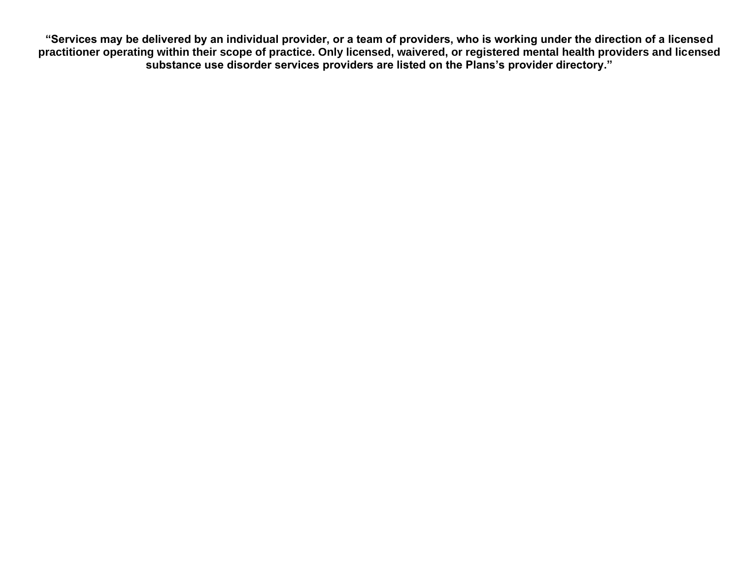**“Services may be delivered by an individual provider, or a team of providers, who is working under the direction of a licensed practitioner operating within their scope of practice. Only licensed, waivered, or registered mental health providers and licensed substance use disorder services providers are listed on the Plans’s provider directory.”**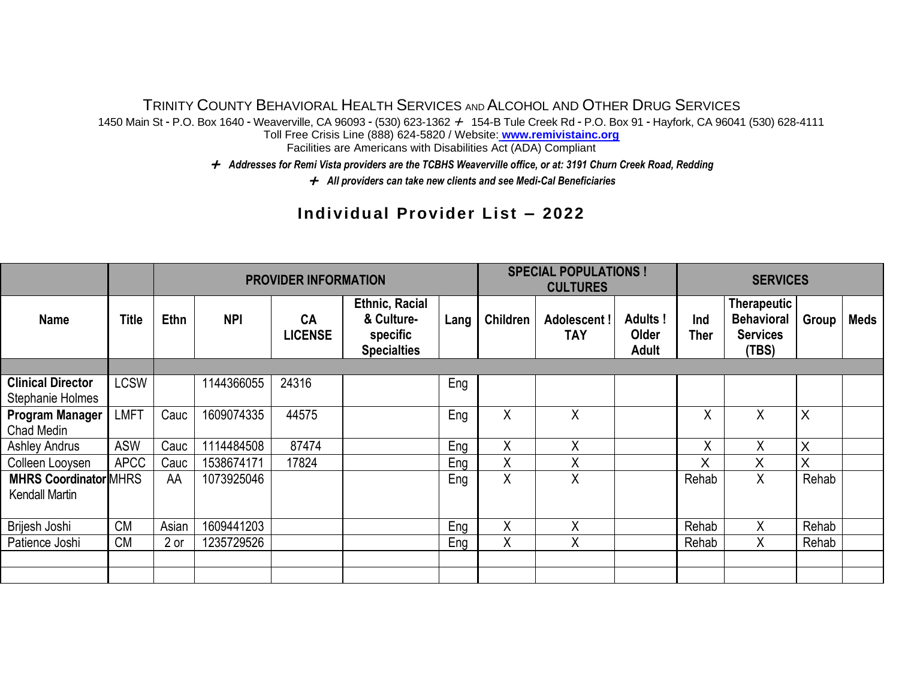TRINITY COUNTY BEHAVIORAL HEALTH SERVICES AND ALCOHOL AND OTHER DRUG SERVICES

1450 Main St - P.O. Box 1640 - Weaverville, CA 96093 - (530) 623-1362 ✢ 154-B Tule Creek Rd - P.O. Box 91 - Hayfork, CA 96041 (530) 628-4111

Toll Free Crisis Line (888) 624-5820 / Website: **www.remivistainc.org**

Facilities are Americans with Disabilities Act (ADA) Compliant

✢ ***Addresses for Remi Vista providers are the TCBHS Weaverville office, or at: 3191 Churn Creek Road, Redding***

✢ ***All providers can take new clients and see Medi-Cal Beneficiaries***

## Individual Provider List – 2022

| | | PROVIDER INFORMATION | | | | | SPECIAL POPULATIONS ! CULTURES | | | SERVICES | | | |
|---|---|---|---|---|---|---|---|---|---|---|---|---|---|
| **Name** | **Title** | **Ethn** | **NPI** | **CA LICENSE** | **Ethnic, Racial & Culture-specific Specialties** | **Lang** | **Children** | **Adolescent ! TAY** | **Adults ! Older Adult** | **Ind Ther** | **Therapeutic Behavioral Services (TBS)** | **Group** | **Meds** |
| | | | | | | | | | | | | | |
| **Clinical Director** Stephanie Holmes | LCSW | | 1144366055 | 24316 | | Eng | | | | | | | |
| **Program Manager** Chad Medin | LMFT | Cauc | 1609074335 | 44575 | | Eng | X | X | | X | X | X | |
| Ashley Andrus | ASW | Cauc | 1114484508 | 87474 | | Eng | X | X | | X | X | X | |
| Colleen Looysen | APCC | Cauc | 1538674171 | 17824 | | Eng | X | X | | X | X | X | |
| **MHRS Coordinator** Kendall Martin | MHRS | AA | 1073925046 | | | Eng | X | X | | Rehab | X | Rehab | |
| Brijesh Joshi | CM | Asian | 1609441203 | | | Eng | X | X | | Rehab | X | Rehab | |
| Patience Joshi | CM | 2 or | 1235729526 | | | Eng | X | X | | Rehab | X | Rehab | |
| | | | | | | | | | | | | | |
| | | | | | | | | | | | | | |